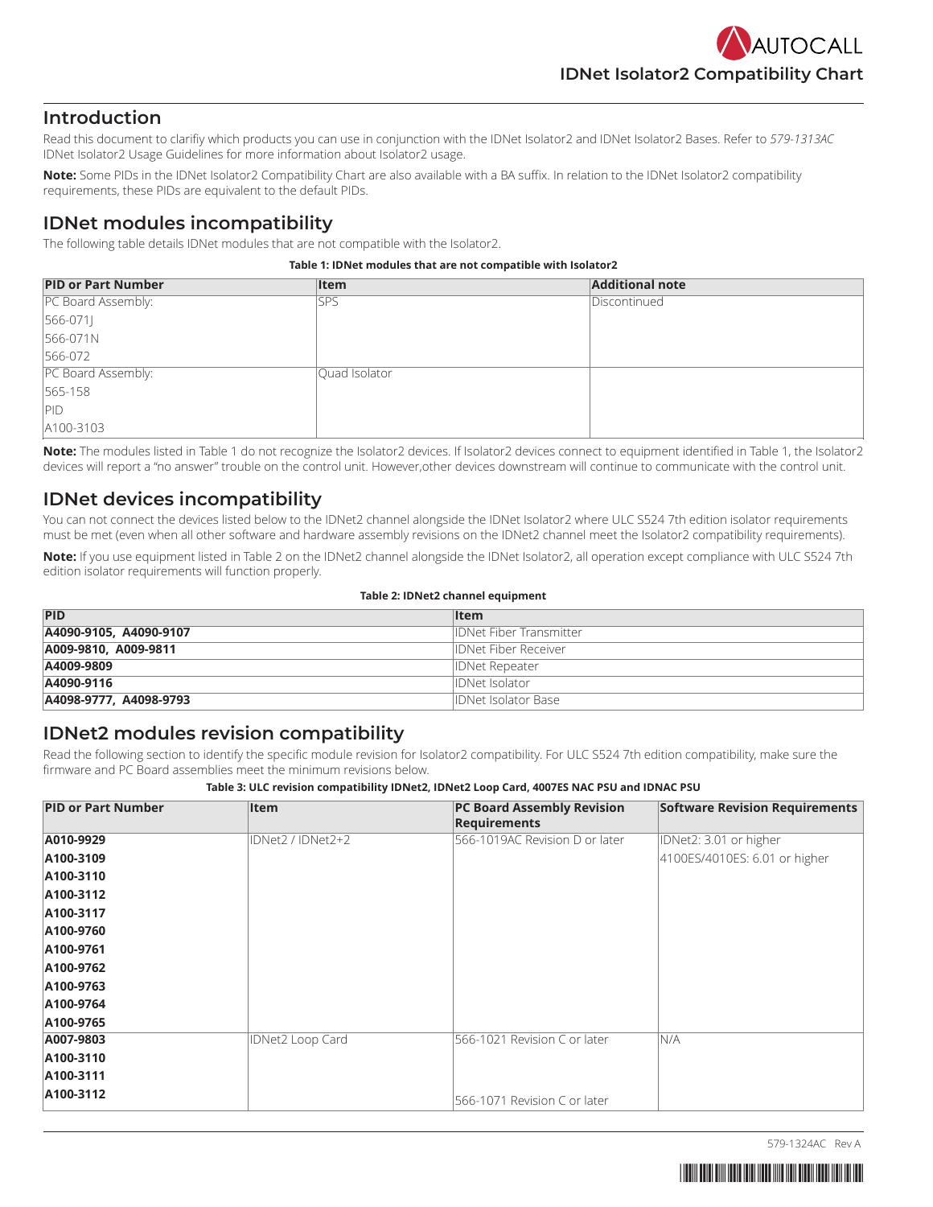# IDNet Isolator2 Compatibility Chart

## Introduction

Read this document to clarifiy which products you can use in conjunction with the IDNet Isolator2 and IDNet Isolator2 Bases. Refer to *579-1313AC* IDNet Isolator2 Usage Guidelines for more information about Isolator2 usage.

**Note:** Some PIDs in the IDNet Isolator2 Compatibility Chart are also available with a BA suffix. In relation to the IDNet Isolator2 compatibility requirements, these PIDs are equivalent to the default PIDs.

## IDNet modules incompatibility

The following table details IDNet modules that are not compatible with the Isolator2.

**Table 1: IDNet modules that are not compatible with Isolator2**

| PID or Part Number | Item | Additional note |
|---|---|---|
| PC Board Assembly:<br>566-071J<br>566-071N<br>566-072 | SPS | Discontinued |
| PC Board Assembly:<br>565-158<br>PID<br>A100-3103 | Quad Isolator | |

**Note:** The modules listed in Table 1 do not recognize the Isolator2 devices. If Isolator2 devices connect to equipment identified in Table 1, the Isolator2 devices will report a "no answer" trouble on the control unit. However,other devices downstream will continue to communicate with the control unit.

## IDNet devices incompatibility

You can not connect the devices listed below to the IDNet2 channel alongside the IDNet Isolator2 where ULC S524 7th edition isolator requirements must be met (even when all other software and hardware assembly revisions on the IDNet2 channel meet the Isolator2 compatibility requirements).

**Note:** If you use equipment listed in Table 2 on the IDNet2 channel alongside the IDNet Isolator2, all operation except compliance with ULC S524 7th edition isolator requirements will function properly.

**Table 2: IDNet2 channel equipment**

| PID | Item |
|---|---|
| **A4090-9105, A4090-9107** | IDNet Fiber Transmitter |
| **A009-9810, A009-9811** | IDNet Fiber Receiver |
| **A4009-9809** | IDNet Repeater |
| **A4090-9116** | IDNet Isolator |
| **A4098-9777, A4098-9793** | IDNet Isolator Base |

## IDNet2 modules revision compatibility

Read the following section to identify the specific module revision for Isolator2 compatibility. For ULC S524 7th edition compatibility, make sure the firmware and PC Board assemblies meet the minimum revisions below.

**Table 3: ULC revision compatibility IDNet2, IDNet2 Loop Card, 4007ES NAC PSU and IDNAC PSU**

| PID or Part Number | Item | PC Board Assembly Revision Requirements | Software Revision Requirements |
|---|---|---|---|
| **A010-9929**<br>**A100-3109**<br>**A100-3110**<br>**A100-3112**<br>**A100-3117**<br>**A100-9760**<br>**A100-9761**<br>**A100-9762**<br>**A100-9763**<br>**A100-9764**<br>**A100-9765** | IDNet2 / IDNet2+2 | 566-1019AC Revision D or later | IDNet2: 3.01 or higher<br>4100ES/4010ES: 6.01 or higher |
| **A007-9803**<br>**A100-3110**<br>**A100-3111**<br>**A100-3112** | IDNet2 Loop Card | 566-1021 Revision C or later<br>566-1071 Revision C or later | N/A |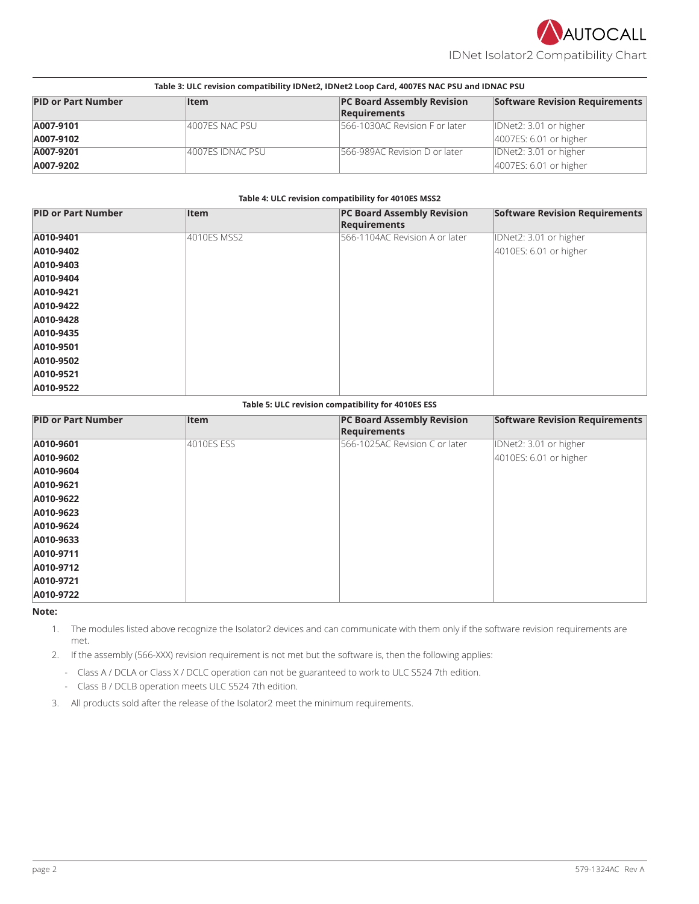**Table 3: ULC revision compatibility IDNet2, IDNet2 Loop Card, 4007ES NAC PSU and IDNAC PSU**

| PID or Part Number | Item | PC Board Assembly Revision Requirements | Software Revision Requirements |
|---|---|---|---|
| **A007-9101** | 4007ES NAC PSU | 566-1030AC Revision F or later | IDNet2: 3.01 or higher |
| **A007-9102** | | | 4007ES: 6.01 or higher |
| **A007-9201** | 4007ES IDNAC PSU | 566-989AC Revision D or later | IDNet2: 3.01 or higher |
| **A007-9202** | | | 4007ES: 6.01 or higher |

**Table 4: ULC revision compatibility for 4010ES MSS2**

| PID or Part Number | Item | PC Board Assembly Revision Requirements | Software Revision Requirements |
|---|---|---|---|
| **A010-9401** | 4010ES MSS2 | 566-1104AC Revision A or later | IDNet2: 3.01 or higher |
| **A010-9402** | | | 4010ES: 6.01 or higher |
| **A010-9403** | | | |
| **A010-9404** | | | |
| **A010-9421** | | | |
| **A010-9422** | | | |
| **A010-9428** | | | |
| **A010-9435** | | | |
| **A010-9501** | | | |
| **A010-9502** | | | |
| **A010-9521** | | | |
| **A010-9522** | | | |

**Table 5: ULC revision compatibility for 4010ES ESS**

| PID or Part Number | Item | PC Board Assembly Revision Requirements | Software Revision Requirements |
|---|---|---|---|
| **A010-9601** | 4010ES ESS | 566-1025AC Revision C or later | IDNet2: 3.01 or higher |
| **A010-9602** | | | 4010ES: 6.01 or higher |
| **A010-9604** | | | |
| **A010-9621** | | | |
| **A010-9622** | | | |
| **A010-9623** | | | |
| **A010-9624** | | | |
| **A010-9633** | | | |
| **A010-9711** | | | |
| **A010-9712** | | | |
| **A010-9721** | | | |
| **A010-9722** | | | |

**Note:**

1. The modules listed above recognize the Isolator2 devices and can communicate with them only if the software revision requirements are met.
2. If the assembly (566-XXX) revision requirement is not met but the software is, then the following applies:
   - Class A / DCLA or Class X / DCLC operation can not be guaranteed to work to ULC S524 7th edition.
   - Class B / DCLB operation meets ULC S524 7th edition.
3. All products sold after the release of the Isolator2 meet the minimum requirements.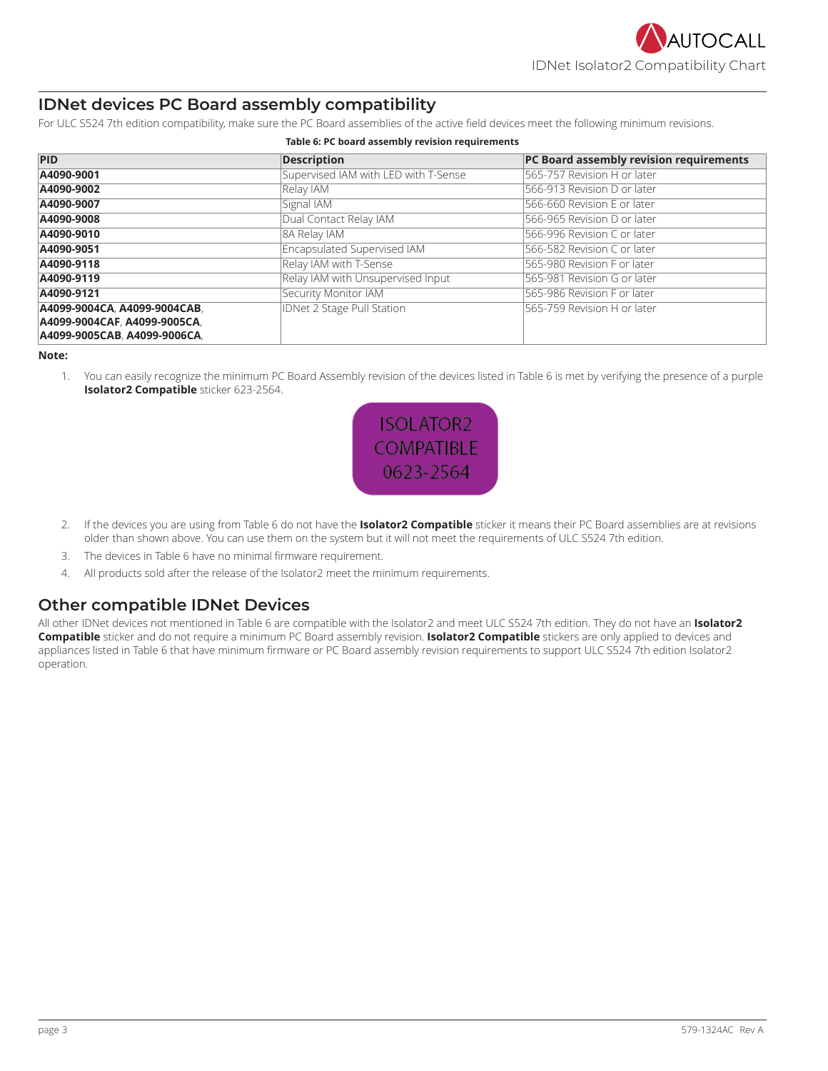## IDNet devices PC Board assembly compatibility

For ULC S524 7th edition compatibility, make sure the PC Board assemblies of the active field devices meet the following minimum revisions.

**Table 6: PC board assembly revision requirements**

| PID | Description | PC Board assembly revision requirements |
|---|---|---|
| **A4090-9001** | Supervised IAM with LED with T-Sense | 565-757 Revision H or later |
| **A4090-9002** | Relay IAM | 566-913 Revision D or later |
| **A4090-9007** | Signal IAM | 566-660 Revision E or later |
| **A4090-9008** | Dual Contact Relay IAM | 566-965 Revision D or later |
| **A4090-9010** | 8A Relay IAM | 566-996 Revision C or later |
| **A4090-9051** | Encapsulated Supervised IAM | 566-582 Revision C or later |
| **A4090-9118** | Relay IAM with T-Sense | 565-980 Revision F or later |
| **A4090-9119** | Relay IAM with Unsupervised Input | 565-981 Revision G or later |
| **A4090-9121** | Security Monitor IAM | 565-986 Revision F or later |
| **A4099-9004CA**, **A4099-9004CAB**, **A4099-9004CAF**, **A4099-9005CA**, **A4099-9005CAB**, **A4099-9006CA**, | IDNet 2 Stage Pull Station | 565-759 Revision H or later |

**Note:**

1. You can easily recognize the minimum PC Board Assembly revision of the devices listed in Table 6 is met by verifying the presence of a purple **Isolator2 Compatible** sticker 623-2564.

   ISOLATOR2 COMPATIBLE 0623-2564

2. If the devices you are using from Table 6 do not have the **Isolator2 Compatible** sticker it means their PC Board assemblies are at revisions older than shown above. You can use them on the system but it will not meet the requirements of ULC S524 7th edition.
3. The devices in Table 6 have no minimal firmware requirement.
4. All products sold after the release of the Isolator2 meet the minimum requirements.

## Other compatible IDNet Devices

All other IDNet devices not mentioned in Table 6 are compatible with the Isolator2 and meet ULC S524 7th edition. They do not have an **Isolator2 Compatible** sticker and do not require a minimum PC Board assembly revision. **Isolator2 Compatible** stickers are only applied to devices and appliances listed in Table 6 that have minimum firmware or PC Board assembly revision requirements to support ULC S524 7th edition Isolator2 operation.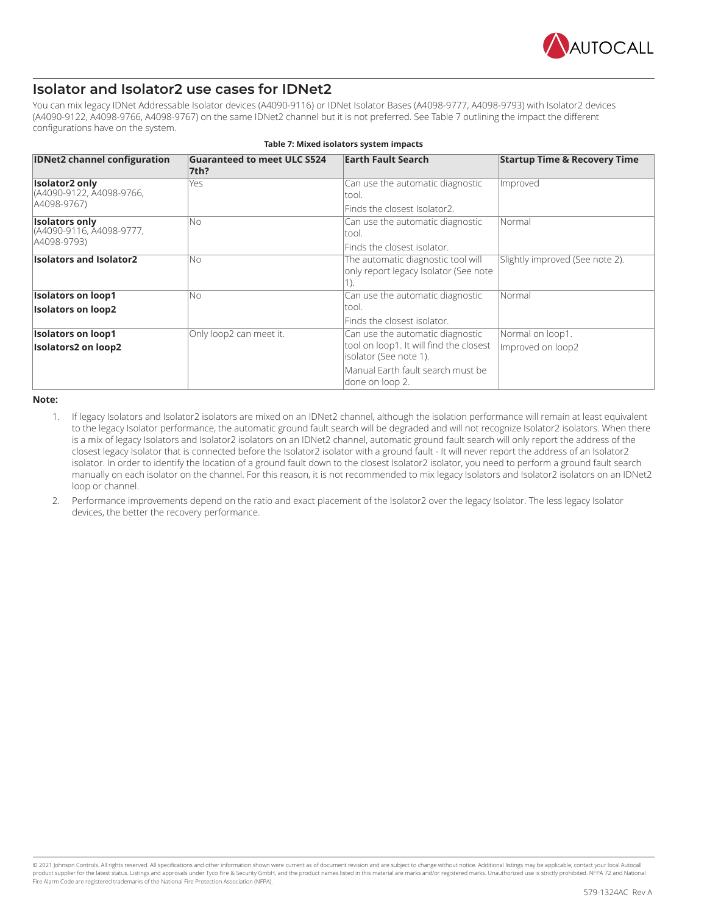## Isolator and Isolator2 use cases for IDNet2

You can mix legacy IDNet Addressable Isolator devices (A4090-9116) or IDNet Isolator Bases (A4098-9777, A4098-9793) with Isolator2 devices (A4090-9122, A4098-9766, A4098-9767) on the same IDNet2 channel but it is not preferred. See Table 7 outlining the impact the different configurations have on the system.

**Table 7: Mixed isolators system impacts**

| IDNet2 channel configuration | Guaranteed to meet ULC S524 7th? | Earth Fault Search | Startup Time & Recovery Time |
|---|---|---|---|
| **Isolator2 only** (A4090-9122, A4098-9766, A4098-9767) | Yes | Can use the automatic diagnostic tool.<br>Finds the closest Isolator2. | Improved |
| **Isolators only** (A4090-9116, A4098-9777, A4098-9793) | No | Can use the automatic diagnostic tool.<br>Finds the closest isolator. | Normal |
| **Isolators and Isolator2** | No | The automatic diagnostic tool will only report legacy Isolator (See note 1). | Slightly improved (See note 2). |
| **Isolators on loop1**<br>**Isolators on loop2** | No | Can use the automatic diagnostic tool.<br>Finds the closest isolator. | Normal |
| **Isolators on loop1**<br>**Isolators2 on loop2** | Only loop2 can meet it. | Can use the automatic diagnostic tool on loop1. It will find the closest isolator (See note 1).<br>Manual Earth fault search must be done on loop 2. | Normal on loop1.<br>Improved on loop2 |

**Note:**

1. If legacy Isolators and Isolator2 isolators are mixed on an IDNet2 channel, although the isolation performance will remain at least equivalent to the legacy Isolator performance, the automatic ground fault search will be degraded and will not recognize Isolator2 isolators. When there is a mix of legacy Isolators and Isolator2 isolators on an IDNet2 channel, automatic ground fault search will only report the address of the closest legacy Isolator that is connected before the Isolator2 isolator with a ground fault - It will never report the address of an Isolator2 isolator. In order to identify the location of a ground fault down to the closest Isolator2 isolator, you need to perform a ground fault search manually on each isolator on the channel. For this reason, it is not recommended to mix legacy Isolators and Isolator2 isolators on an IDNet2 loop or channel.
2. Performance improvements depend on the ratio and exact placement of the Isolator2 over the legacy Isolator. The less legacy Isolator devices, the better the recovery performance.

© 2021 Johnson Controls. All rights reserved. All specifications and other information shown were current as of document revision and are subject to change without notice. Additional listings may be applicable, contact your local Autocall product supplier for the latest status. Listings and approvals under Tyco Fire & Security GmbH, and the product names listed in this material are marks and/or registered marks. Unauthorized use is strictly prohibited. NFPA 72 and National Fire Alarm Code are registered trademarks of the National Fire Protection Association (NFPA).

579-1324AC Rev A